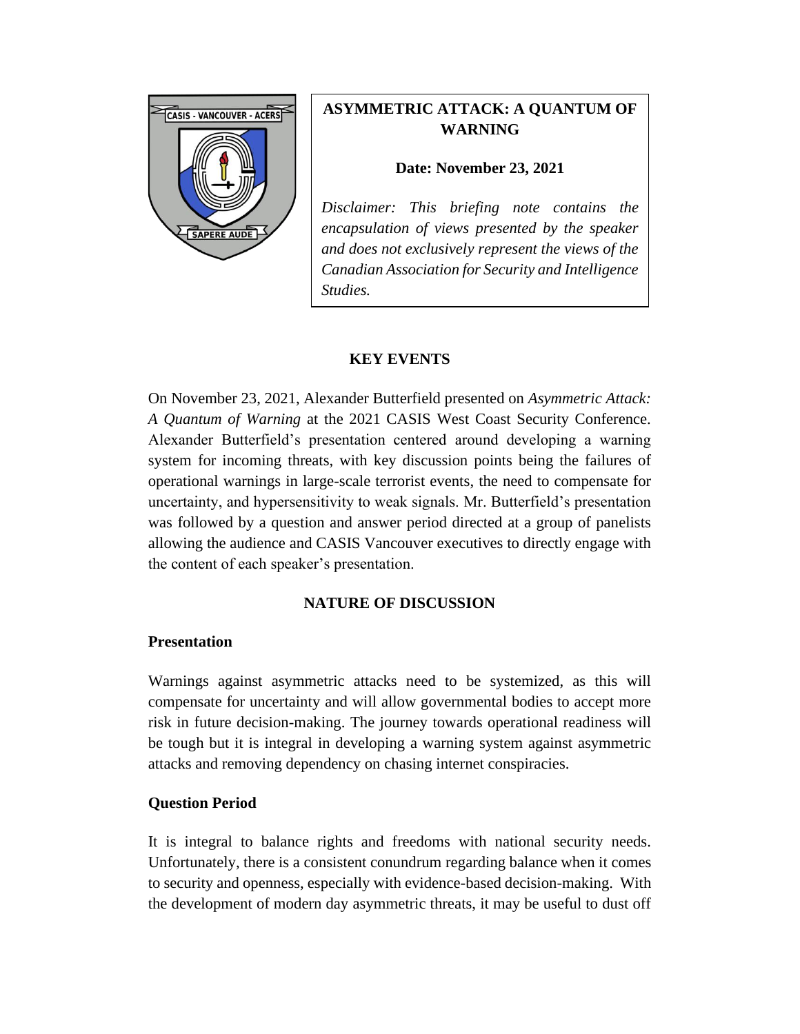# ASYMMETRIC ATTACK: A QUANTUM OF WARNING

**Date: November 23, 2021**

*Disclaimer: This briefing note contains the encapsulation of views presented by the speaker and does not exclusively represent the views of the Canadian Association for Security and Intelligence Studies.*

## KEY EVENTS

On November 23, 2021, Alexander Butterfield presented on *Asymmetric Attack: A Quantum of Warning* at the 2021 CASIS West Coast Security Conference. Alexander Butterfield's presentation centered around developing a warning system for incoming threats, with key discussion points being the failures of operational warnings in large-scale terrorist events, the need to compensate for uncertainty, and hypersensitivity to weak signals. Mr. Butterfield's presentation was followed by a question and answer period directed at a group of panelists allowing the audience and CASIS Vancouver executives to directly engage with the content of each speaker's presentation.

## NATURE OF DISCUSSION

### Presentation

Warnings against asymmetric attacks need to be systemized, as this will compensate for uncertainty and will allow governmental bodies to accept more risk in future decision-making. The journey towards operational readiness will be tough but it is integral in developing a warning system against asymmetric attacks and removing dependency on chasing internet conspiracies.

### Question Period

It is integral to balance rights and freedoms with national security needs. Unfortunately, there is a consistent conundrum regarding balance when it comes to security and openness, especially with evidence-based decision-making. With the development of modern day asymmetric threats, it may be useful to dust off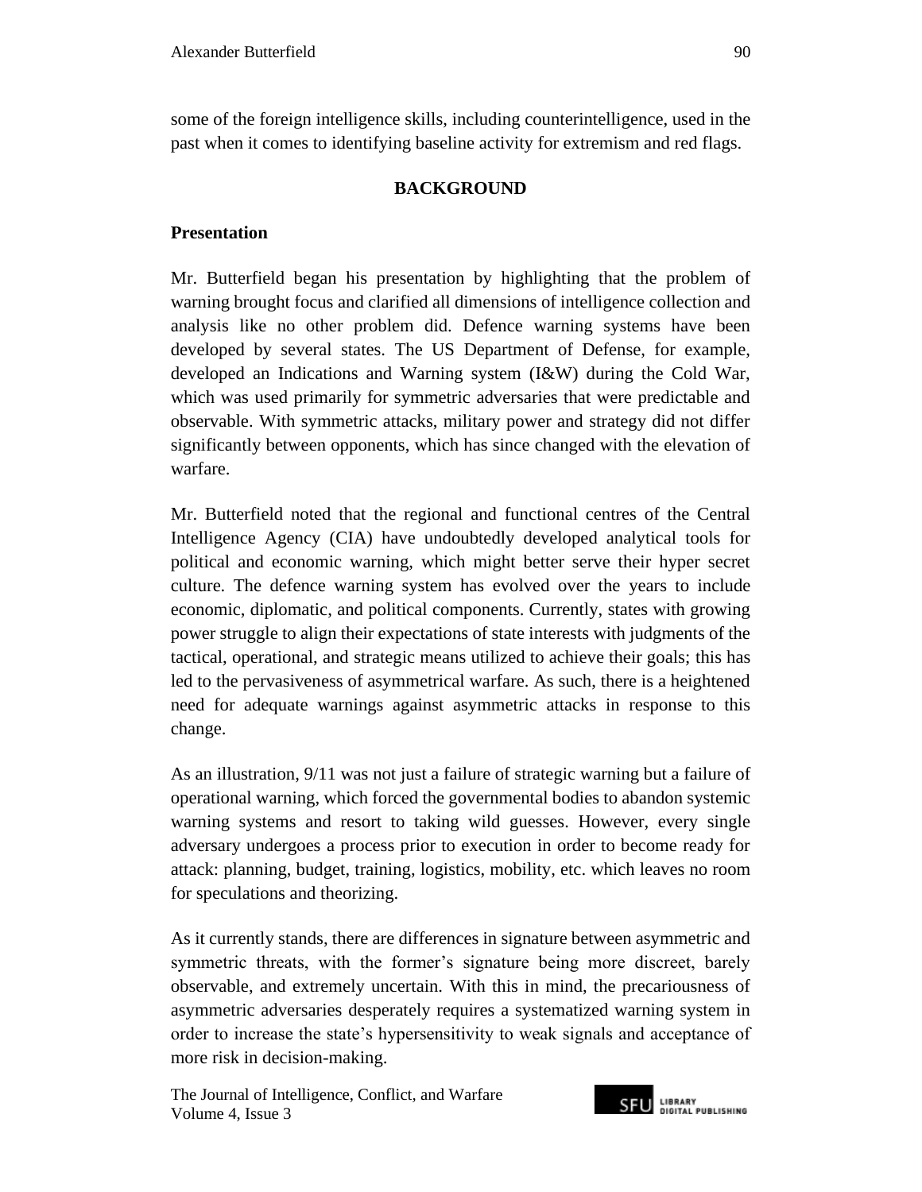some of the foreign intelligence skills, including counterintelligence, used in the past when it comes to identifying baseline activity for extremism and red flags.

## BACKGROUND

### Presentation

Mr. Butterfield began his presentation by highlighting that the problem of warning brought focus and clarified all dimensions of intelligence collection and analysis like no other problem did. Defence warning systems have been developed by several states. The US Department of Defense, for example, developed an Indications and Warning system (I&W) during the Cold War, which was used primarily for symmetric adversaries that were predictable and observable. With symmetric attacks, military power and strategy did not differ significantly between opponents, which has since changed with the elevation of warfare.

Mr. Butterfield noted that the regional and functional centres of the Central Intelligence Agency (CIA) have undoubtedly developed analytical tools for political and economic warning, which might better serve their hyper secret culture. The defence warning system has evolved over the years to include economic, diplomatic, and political components. Currently, states with growing power struggle to align their expectations of state interests with judgments of the tactical, operational, and strategic means utilized to achieve their goals; this has led to the pervasiveness of asymmetrical warfare. As such, there is a heightened need for adequate warnings against asymmetric attacks in response to this change.

As an illustration, 9/11 was not just a failure of strategic warning but a failure of operational warning, which forced the governmental bodies to abandon systemic warning systems and resort to taking wild guesses. However, every single adversary undergoes a process prior to execution in order to become ready for attack: planning, budget, training, logistics, mobility, etc. which leaves no room for speculations and theorizing.

As it currently stands, there are differences in signature between asymmetric and symmetric threats, with the former's signature being more discreet, barely observable, and extremely uncertain. With this in mind, the precariousness of asymmetric adversaries desperately requires a systematized warning system in order to increase the state's hypersensitivity to weak signals and acceptance of more risk in decision-making.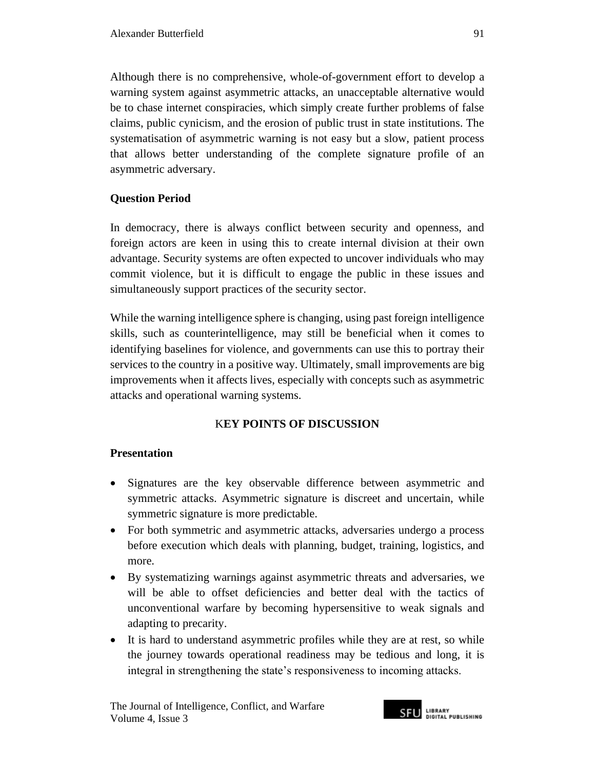Although there is no comprehensive, whole-of-government effort to develop a warning system against asymmetric attacks, an unacceptable alternative would be to chase internet conspiracies, which simply create further problems of false claims, public cynicism, and the erosion of public trust in state institutions. The systematisation of asymmetric warning is not easy but a slow, patient process that allows better understanding of the complete signature profile of an asymmetric adversary.

**Question Period**

In democracy, there is always conflict between security and openness, and foreign actors are keen in using this to create internal division at their own advantage. Security systems are often expected to uncover individuals who may commit violence, but it is difficult to engage the public in these issues and simultaneously support practices of the security sector.

While the warning intelligence sphere is changing, using past foreign intelligence skills, such as counterintelligence, may still be beneficial when it comes to identifying baselines for violence, and governments can use this to portray their services to the country in a positive way. Ultimately, small improvements are big improvements when it affects lives, especially with concepts such as asymmetric attacks and operational warning systems.

## KEY POINTS OF DISCUSSION

**Presentation**

- Signatures are the key observable difference between asymmetric and symmetric attacks. Asymmetric signature is discreet and uncertain, while symmetric signature is more predictable.
- For both symmetric and asymmetric attacks, adversaries undergo a process before execution which deals with planning, budget, training, logistics, and more.
- By systematizing warnings against asymmetric threats and adversaries, we will be able to offset deficiencies and better deal with the tactics of unconventional warfare by becoming hypersensitive to weak signals and adapting to precarity.
- It is hard to understand asymmetric profiles while they are at rest, so while the journey towards operational readiness may be tedious and long, it is integral in strengthening the state's responsiveness to incoming attacks.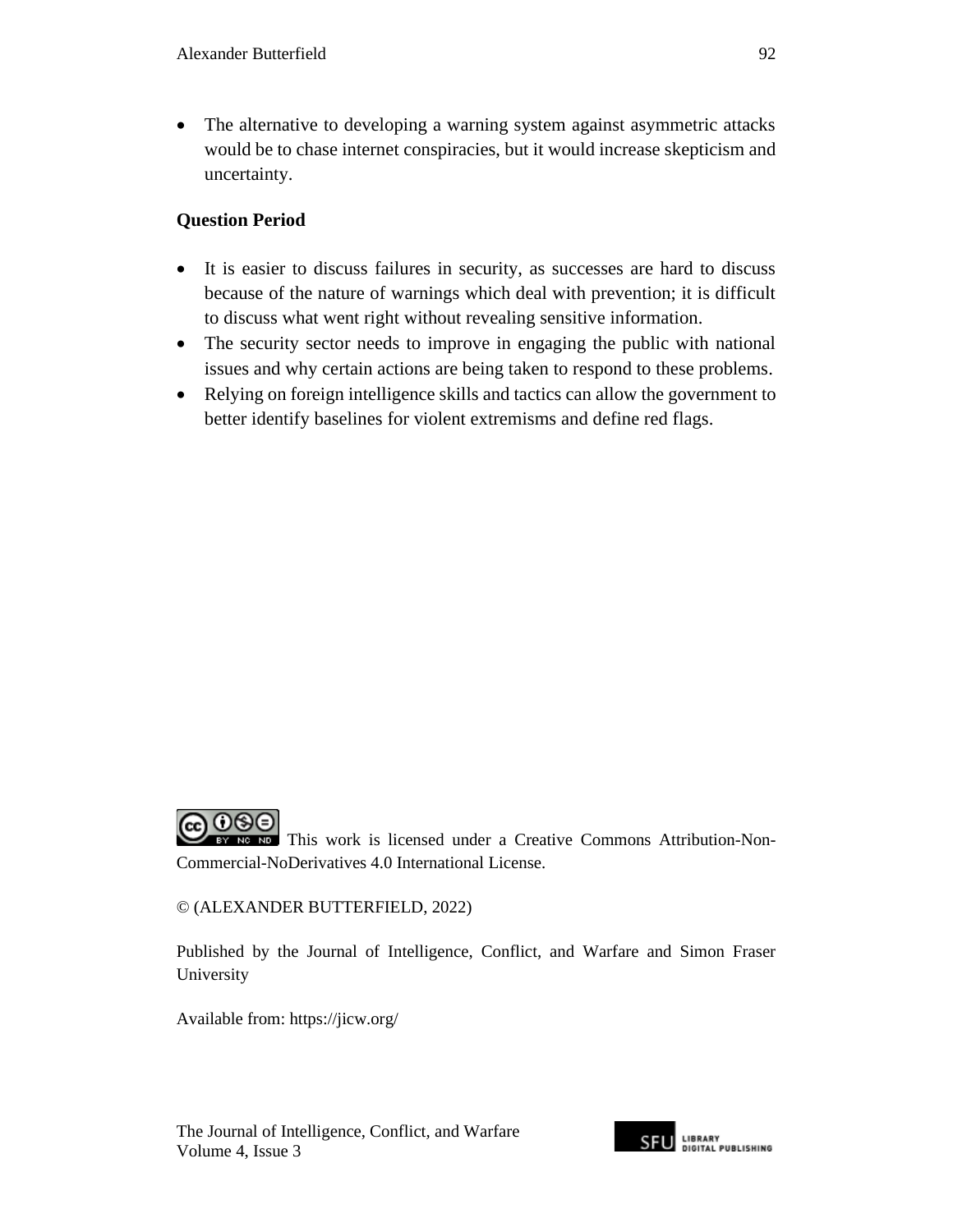- The alternative to developing a warning system against asymmetric attacks would be to chase internet conspiracies, but it would increase skepticism and uncertainty.

**Question Period**

- It is easier to discuss failures in security, as successes are hard to discuss because of the nature of warnings which deal with prevention; it is difficult to discuss what went right without revealing sensitive information.
- The security sector needs to improve in engaging the public with national issues and why certain actions are being taken to respond to these problems.
- Relying on foreign intelligence skills and tactics can allow the government to better identify baselines for violent extremisms and define red flags.

This work is licensed under a Creative Commons Attribution-Non-Commercial-NoDerivatives 4.0 International License.

© (ALEXANDER BUTTERFIELD, 2022)

Published by the Journal of Intelligence, Conflict, and Warfare and Simon Fraser University

Available from: https://jicw.org/